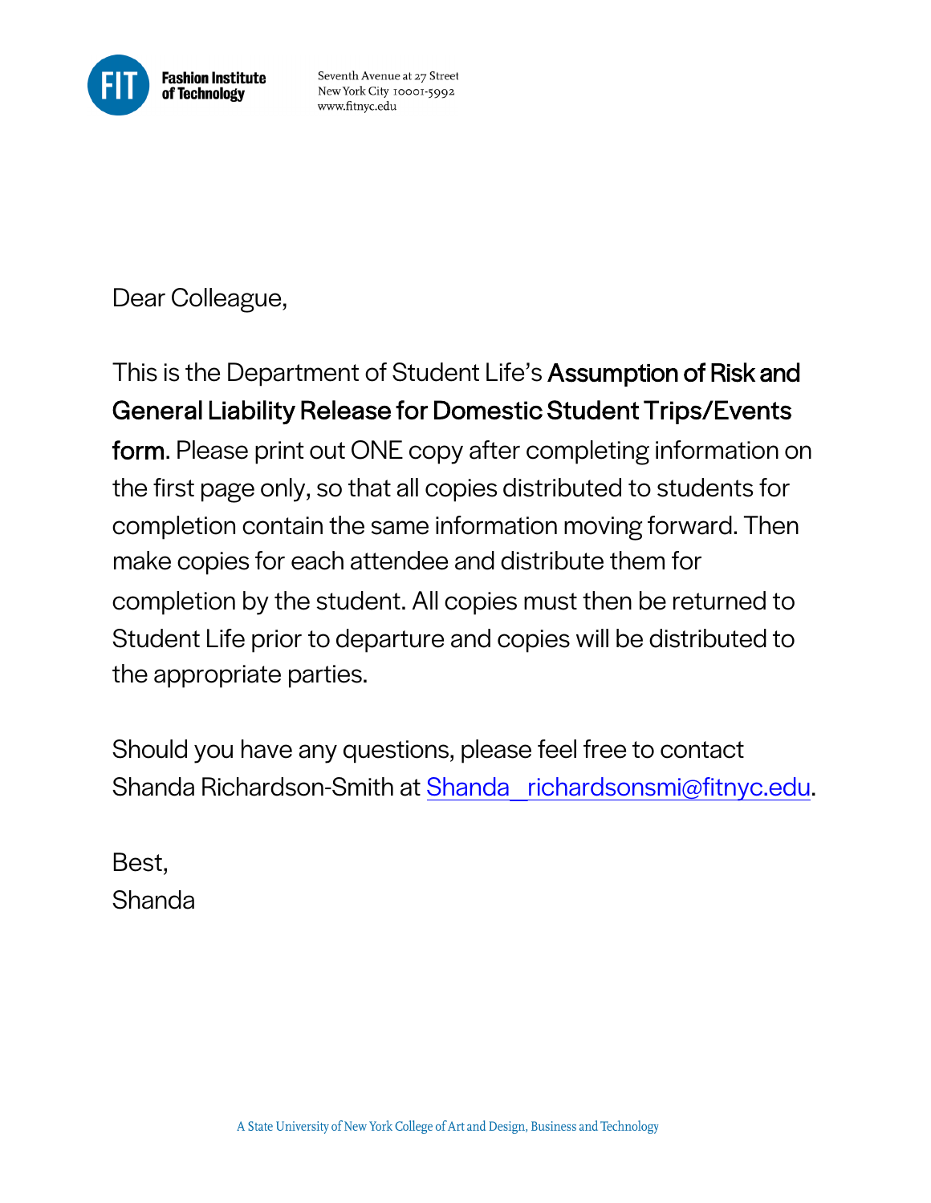**Fashion Institute of Technology**

Seventh Avenue at 27 Street
New York City 10001-5992
www.fitnyc.edu

Dear Colleague,

This is the Department of Student Life's **Assumption of Risk and General Liability Release for Domestic Student Trips/Events form**. Please print out ONE copy after completing information on the first page only, so that all copies distributed to students for completion contain the same information moving forward. Then make copies for each attendee and distribute them for completion by the student. All copies must then be returned to Student Life prior to departure and copies will be distributed to the appropriate parties.

Should you have any questions, please feel free to contact Shanda Richardson-Smith at Shanda_richardsonsmi@fitnyc.edu.

Best,
Shanda

A State University of New York College of Art and Design, Business and Technology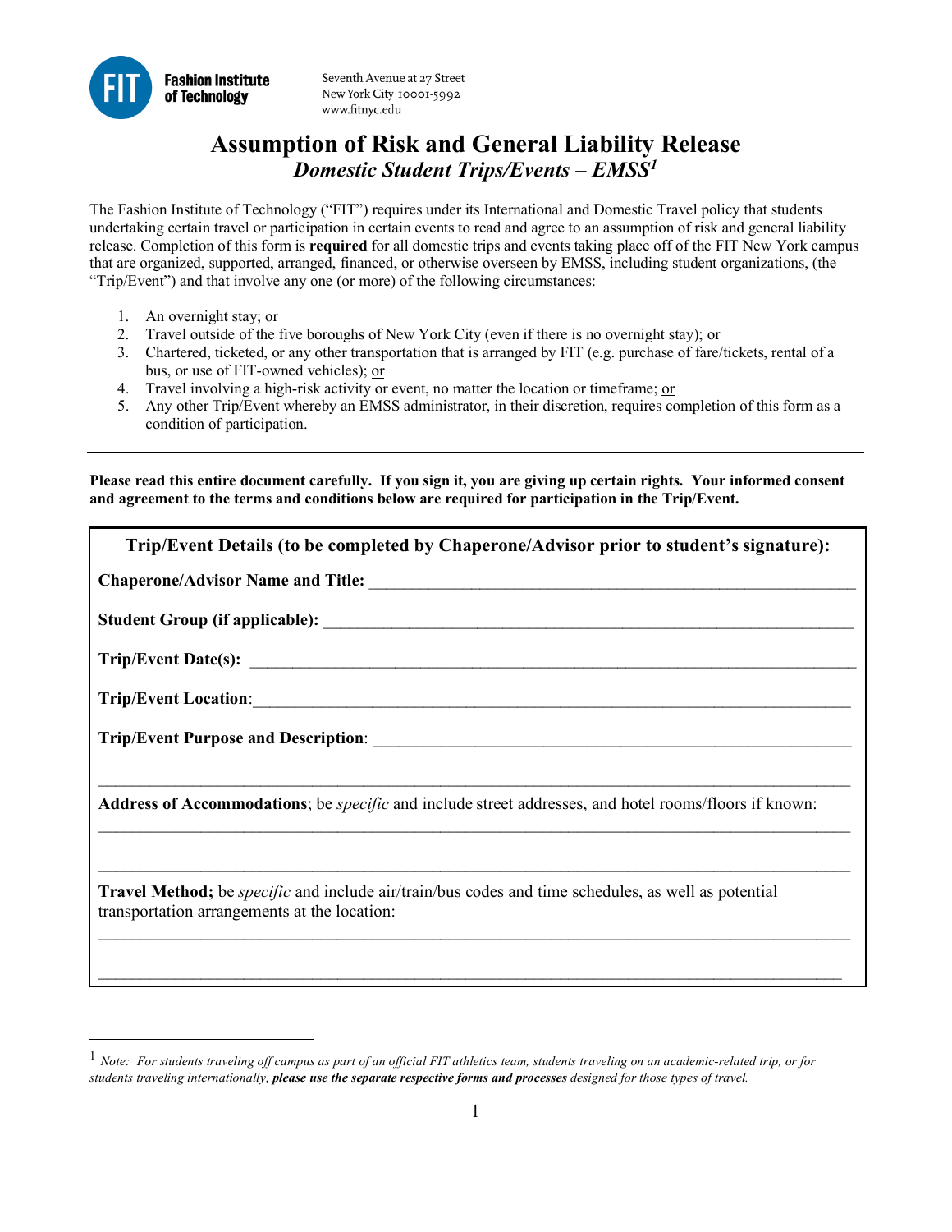Fashion Institute of Technology

Seventh Avenue at 27 Street
New York City 10001-5992
www.fitnyc.edu

# Assumption of Risk and General Liability Release

## *Domestic Student Trips/Events – EMSS*[1]

The Fashion Institute of Technology ("FIT") requires under its International and Domestic Travel policy that students undertaking certain travel or participation in certain events to read and agree to an assumption of risk and general liability release. Completion of this form is **required** for all domestic trips and events taking place off of the FIT New York campus that are organized, supported, arranged, financed, or otherwise overseen by EMSS, including student organizations, (the "Trip/Event") and that involve any one (or more) of the following circumstances:

1. An overnight stay; or
2. Travel outside of the five boroughs of New York City (even if there is no overnight stay); or
3. Chartered, ticketed, or any other transportation that is arranged by FIT (e.g. purchase of fare/tickets, rental of a bus, or use of FIT-owned vehicles); or
4. Travel involving a high-risk activity or event, no matter the location or timeframe; or
5. Any other Trip/Event whereby an EMSS administrator, in their discretion, requires completion of this form as a condition of participation.

---

**Please read this entire document carefully. If you sign it, you are giving up certain rights. Your informed consent and agreement to the terms and conditions below are required for participation in the Trip/Event.**

**Trip/Event Details (to be completed by Chaperone/Advisor prior to student's signature):**

**Chaperone/Advisor Name and Title:** ____________________________________________

**Student Group (if applicable):** ____________________________________________

**Trip/Event Date(s):** ____________________________________________

**Trip/Event Location**: ____________________________________________

**Trip/Event Purpose and Description**: ____________________________________________

____________________________________________

**Address of Accommodations**; be *specific* and include street addresses, and hotel rooms/floors if known:

____________________________________________

____________________________________________

**Travel Method;** be *specific* and include air/train/bus codes and time schedules, as well as potential transportation arrangements at the location:

____________________________________________

____________________________________________

[1] *Note: For students traveling off campus as part of an official FIT athletics team, students traveling on an academic-related trip, or for students traveling internationally,* ***please use the separate respective forms and processes*** *designed for those types of travel.*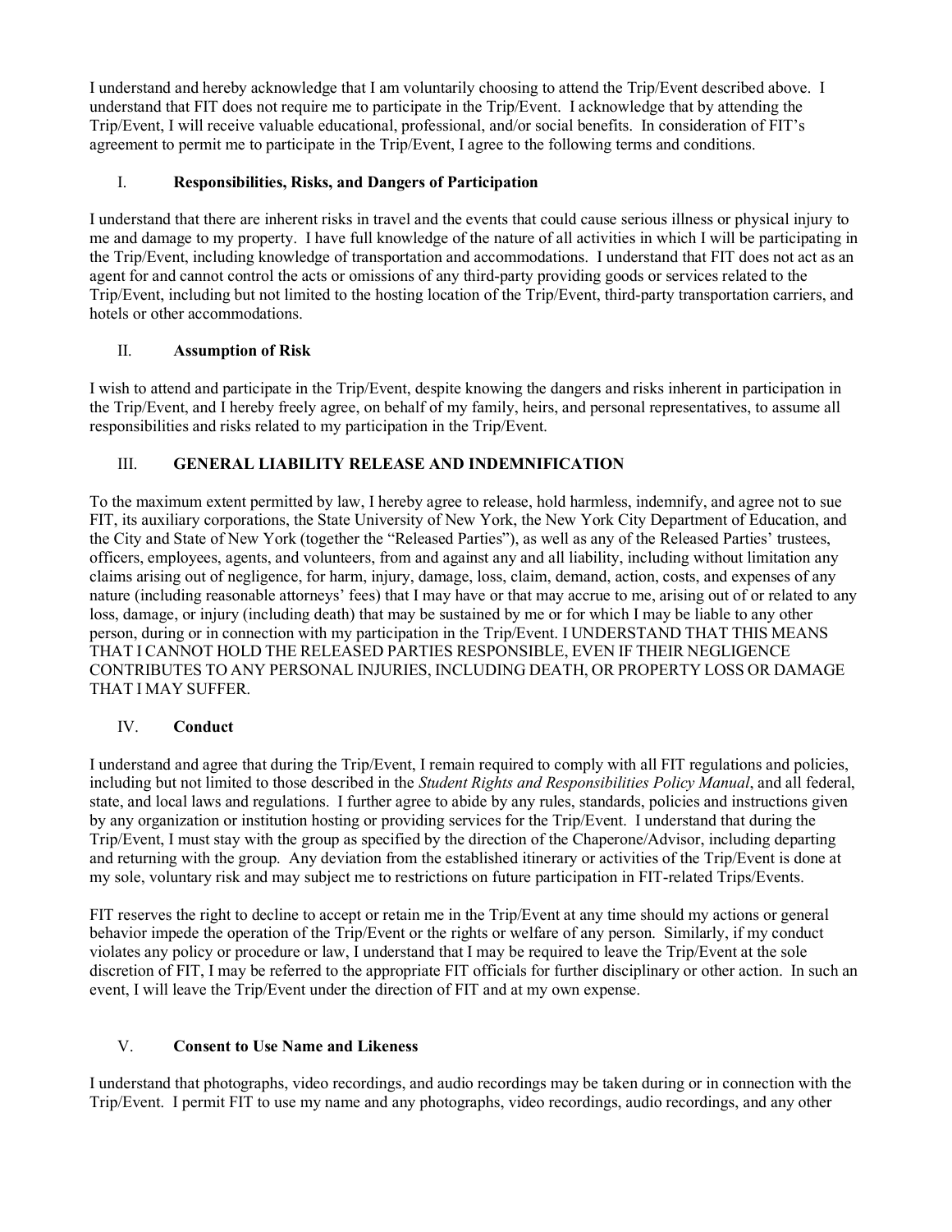I understand and hereby acknowledge that I am voluntarily choosing to attend the Trip/Event described above. I understand that FIT does not require me to participate in the Trip/Event. I acknowledge that by attending the Trip/Event, I will receive valuable educational, professional, and/or social benefits. In consideration of FIT's agreement to permit me to participate in the Trip/Event, I agree to the following terms and conditions.

## I. **Responsibilities, Risks, and Dangers of Participation**

I understand that there are inherent risks in travel and the events that could cause serious illness or physical injury to me and damage to my property. I have full knowledge of the nature of all activities in which I will be participating in the Trip/Event, including knowledge of transportation and accommodations. I understand that FIT does not act as an agent for and cannot control the acts or omissions of any third-party providing goods or services related to the Trip/Event, including but not limited to the hosting location of the Trip/Event, third-party transportation carriers, and hotels or other accommodations.

## II. **Assumption of Risk**

I wish to attend and participate in the Trip/Event, despite knowing the dangers and risks inherent in participation in the Trip/Event, and I hereby freely agree, on behalf of my family, heirs, and personal representatives, to assume all responsibilities and risks related to my participation in the Trip/Event.

## III. **GENERAL LIABILITY RELEASE AND INDEMNIFICATION**

To the maximum extent permitted by law, I hereby agree to release, hold harmless, indemnify, and agree not to sue FIT, its auxiliary corporations, the State University of New York, the New York City Department of Education, and the City and State of New York (together the "Released Parties"), as well as any of the Released Parties' trustees, officers, employees, agents, and volunteers, from and against any and all liability, including without limitation any claims arising out of negligence, for harm, injury, damage, loss, claim, demand, action, costs, and expenses of any nature (including reasonable attorneys' fees) that I may have or that may accrue to me, arising out of or related to any loss, damage, or injury (including death) that may be sustained by me or for which I may be liable to any other person, during or in connection with my participation in the Trip/Event. I UNDERSTAND THAT THIS MEANS THAT I CANNOT HOLD THE RELEASED PARTIES RESPONSIBLE, EVEN IF THEIR NEGLIGENCE CONTRIBUTES TO ANY PERSONAL INJURIES, INCLUDING DEATH, OR PROPERTY LOSS OR DAMAGE THAT I MAY SUFFER.

## IV. **Conduct**

I understand and agree that during the Trip/Event, I remain required to comply with all FIT regulations and policies, including but not limited to those described in the *Student Rights and Responsibilities Policy Manual*, and all federal, state, and local laws and regulations. I further agree to abide by any rules, standards, policies and instructions given by any organization or institution hosting or providing services for the Trip/Event. I understand that during the Trip/Event, I must stay with the group as specified by the direction of the Chaperone/Advisor, including departing and returning with the group. Any deviation from the established itinerary or activities of the Trip/Event is done at my sole, voluntary risk and may subject me to restrictions on future participation in FIT-related Trips/Events.

FIT reserves the right to decline to accept or retain me in the Trip/Event at any time should my actions or general behavior impede the operation of the Trip/Event or the rights or welfare of any person. Similarly, if my conduct violates any policy or procedure or law, I understand that I may be required to leave the Trip/Event at the sole discretion of FIT, I may be referred to the appropriate FIT officials for further disciplinary or other action. In such an event, I will leave the Trip/Event under the direction of FIT and at my own expense.

## V. **Consent to Use Name and Likeness**

I understand that photographs, video recordings, and audio recordings may be taken during or in connection with the Trip/Event. I permit FIT to use my name and any photographs, video recordings, audio recordings, and any other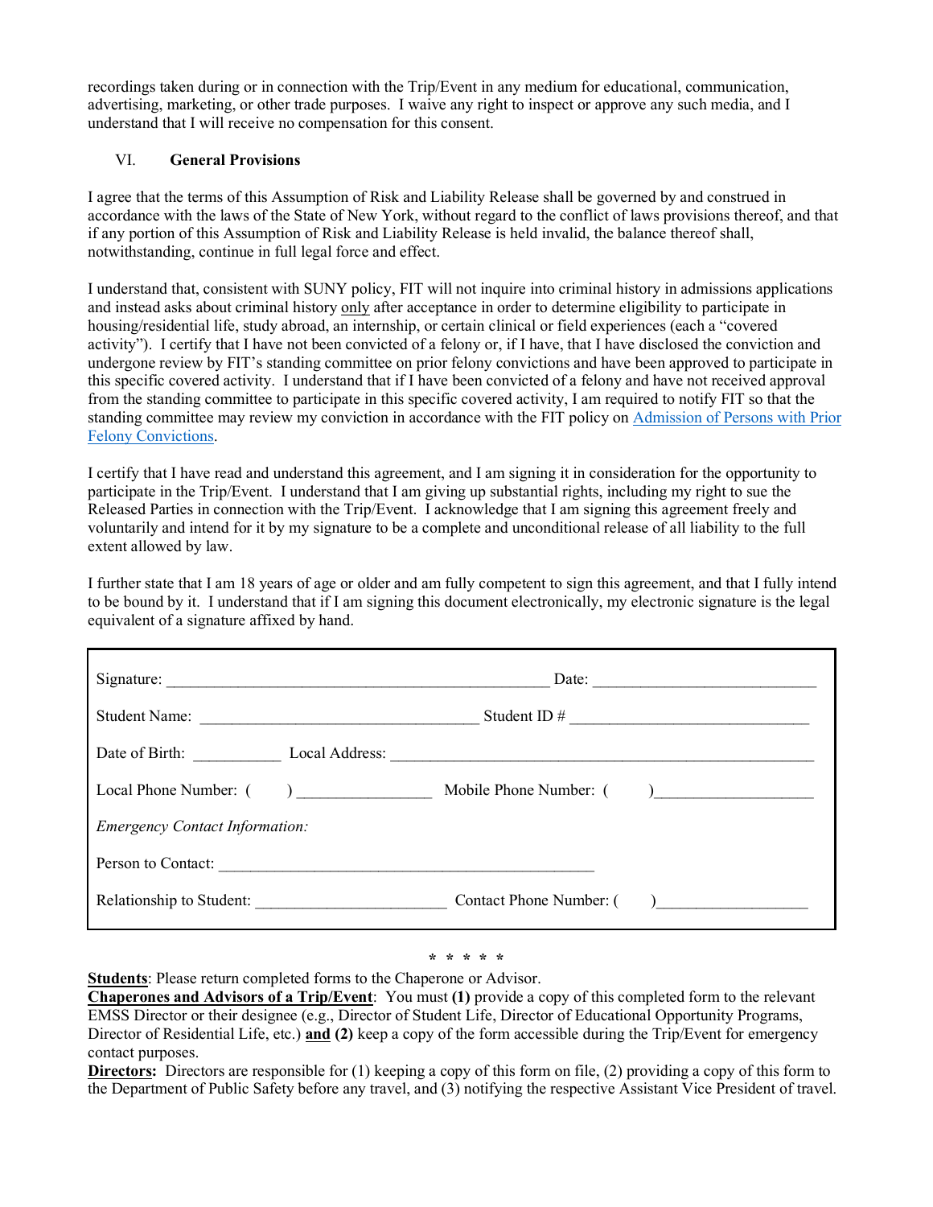recordings taken during or in connection with the Trip/Event in any medium for educational, communication, advertising, marketing, or other trade purposes. I waive any right to inspect or approve any such media, and I understand that I will receive no compensation for this consent.

### VI. General Provisions

I agree that the terms of this Assumption of Risk and Liability Release shall be governed by and construed in accordance with the laws of the State of New York, without regard to the conflict of laws provisions thereof, and that if any portion of this Assumption of Risk and Liability Release is held invalid, the balance thereof shall, notwithstanding, continue in full legal force and effect.

I understand that, consistent with SUNY policy, FIT will not inquire into criminal history in admissions applications and instead asks about criminal history only after acceptance in order to determine eligibility to participate in housing/residential life, study abroad, an internship, or certain clinical or field experiences (each a "covered activity"). I certify that I have not been convicted of a felony or, if I have, that I have disclosed the conviction and undergone review by FIT's standing committee on prior felony convictions and have been approved to participate in this specific covered activity. I understand that if I have been convicted of a felony and have not received approval from the standing committee to participate in this specific covered activity, I am required to notify FIT so that the standing committee may review my conviction in accordance with the FIT policy on Admission of Persons with Prior Felony Convictions.

I certify that I have read and understand this agreement, and I am signing it in consideration for the opportunity to participate in the Trip/Event. I understand that I am giving up substantial rights, including my right to sue the Released Parties in connection with the Trip/Event. I acknowledge that I am signing this agreement freely and voluntarily and intend for it by my signature to be a complete and unconditional release of all liability to the full extent allowed by law.

I further state that I am 18 years of age or older and am fully competent to sign this agreement, and that I fully intend to be bound by it. I understand that if I am signing this document electronically, my electronic signature is the legal equivalent of a signature affixed by hand.

Signature: ______________________________________________ Date: ___________________________

Student Name: _________________________________ Student ID # _____________________________

Date of Birth: ___________ Local Address: ______________________________________________________

Local Phone Number: ( ) ________________ Mobile Phone Number: ( )___________________

*Emergency Contact Information:*

Person to Contact: ______________________________________________

Relationship to Student: _______________________ Contact Phone Number: ( )__________________

\* \* \* \* \*

**Students**: Please return completed forms to the Chaperone or Advisor.
**Chaperones and Advisors of a Trip/Event**: You must **(1)** provide a copy of this completed form to the relevant EMSS Director or their designee (e.g., Director of Student Life, Director of Educational Opportunity Programs, Director of Residential Life, etc.) **and (2)** keep a copy of the form accessible during the Trip/Event for emergency contact purposes.
**Directors:** Directors are responsible for (1) keeping a copy of this form on file, (2) providing a copy of this form to the Department of Public Safety before any travel, and (3) notifying the respective Assistant Vice President of travel.